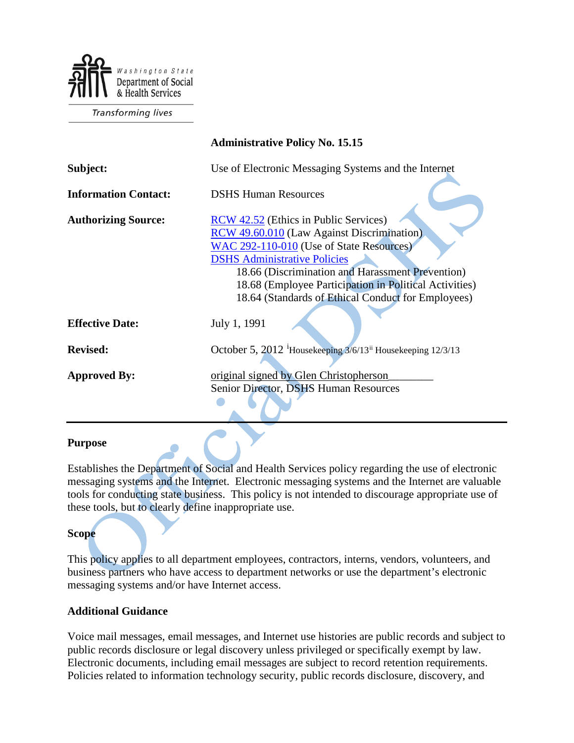Washington State Department of Social & Health Services

*Transforming lives*

**Administrative Policy No. 15.15**

| | |
|---|---|
| **Subject:** | Use of Electronic Messaging Systems and the Internet |
| **Information Contact:** | DSHS Human Resources |
| **Authorizing Source:** | RCW 42.52 (Ethics in Public Services)<br>RCW 49.60.010 (Law Against Discrimination)<br>WAC 292-110-010 (Use of State Resources)<br>DSHS Administrative Policies<br>18.66 (Discrimination and Harassment Prevention)<br>18.68 (Employee Participation in Political Activities)<br>18.64 (Standards of Ethical Conduct for Employees) |
| **Effective Date:** | July 1, 1991 |
| **Revised:** | October 5, 2012 [i] Housekeeping 3/6/13 [ii] Housekeeping 12/3/13 |
| **Approved By:** | original signed by Glen Christopherson________<br>Senior Director, DSHS Human Resources |

---

## Purpose

Establishes the Department of Social and Health Services policy regarding the use of electronic messaging systems and the Internet. Electronic messaging systems and the Internet are valuable tools for conducting state business. This policy is not intended to discourage appropriate use of these tools, but to clearly define inappropriate use.

## Scope

This policy applies to all department employees, contractors, interns, vendors, volunteers, and business partners who have access to department networks or use the department's electronic messaging systems and/or have Internet access.

## Additional Guidance

Voice mail messages, email messages, and Internet use histories are public records and subject to public records disclosure or legal discovery unless privileged or specifically exempt by law. Electronic documents, including email messages are subject to record retention requirements. Policies related to information technology security, public records disclosure, discovery, and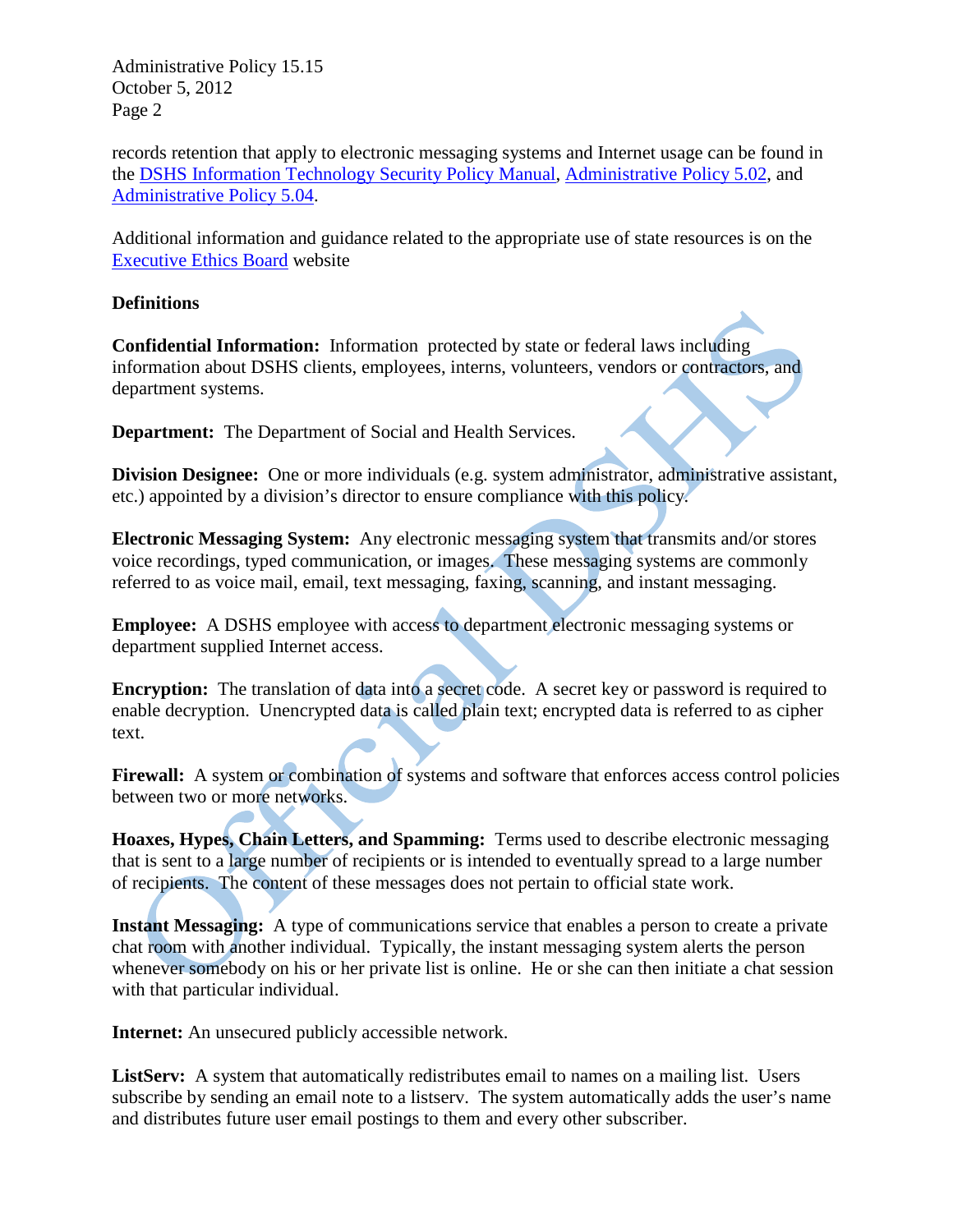records retention that apply to electronic messaging systems and Internet usage can be found in the DSHS Information Technology Security Policy Manual, Administrative Policy 5.02, and Administrative Policy 5.04.

Additional information and guidance related to the appropriate use of state resources is on the Executive Ethics Board website

**Definitions**

**Confidential Information:** Information protected by state or federal laws including information about DSHS clients, employees, interns, volunteers, vendors or contractors, and department systems.

**Department:** The Department of Social and Health Services.

**Division Designee:** One or more individuals (e.g. system administrator, administrative assistant, etc.) appointed by a division's director to ensure compliance with this policy.

**Electronic Messaging System:** Any electronic messaging system that transmits and/or stores voice recordings, typed communication, or images. These messaging systems are commonly referred to as voice mail, email, text messaging, faxing, scanning, and instant messaging.

**Employee:** A DSHS employee with access to department electronic messaging systems or department supplied Internet access.

**Encryption:** The translation of data into a secret code. A secret key or password is required to enable decryption. Unencrypted data is called plain text; encrypted data is referred to as cipher text.

**Firewall:** A system or combination of systems and software that enforces access control policies between two or more networks.

**Hoaxes, Hypes, Chain Letters, and Spamming:** Terms used to describe electronic messaging that is sent to a large number of recipients or is intended to eventually spread to a large number of recipients. The content of these messages does not pertain to official state work.

**Instant Messaging:** A type of communications service that enables a person to create a private chat room with another individual. Typically, the instant messaging system alerts the person whenever somebody on his or her private list is online. He or she can then initiate a chat session with that particular individual.

**Internet:** An unsecured publicly accessible network.

**ListServ:** A system that automatically redistributes email to names on a mailing list. Users subscribe by sending an email note to a listserv. The system automatically adds the user's name and distributes future user email postings to them and every other subscriber.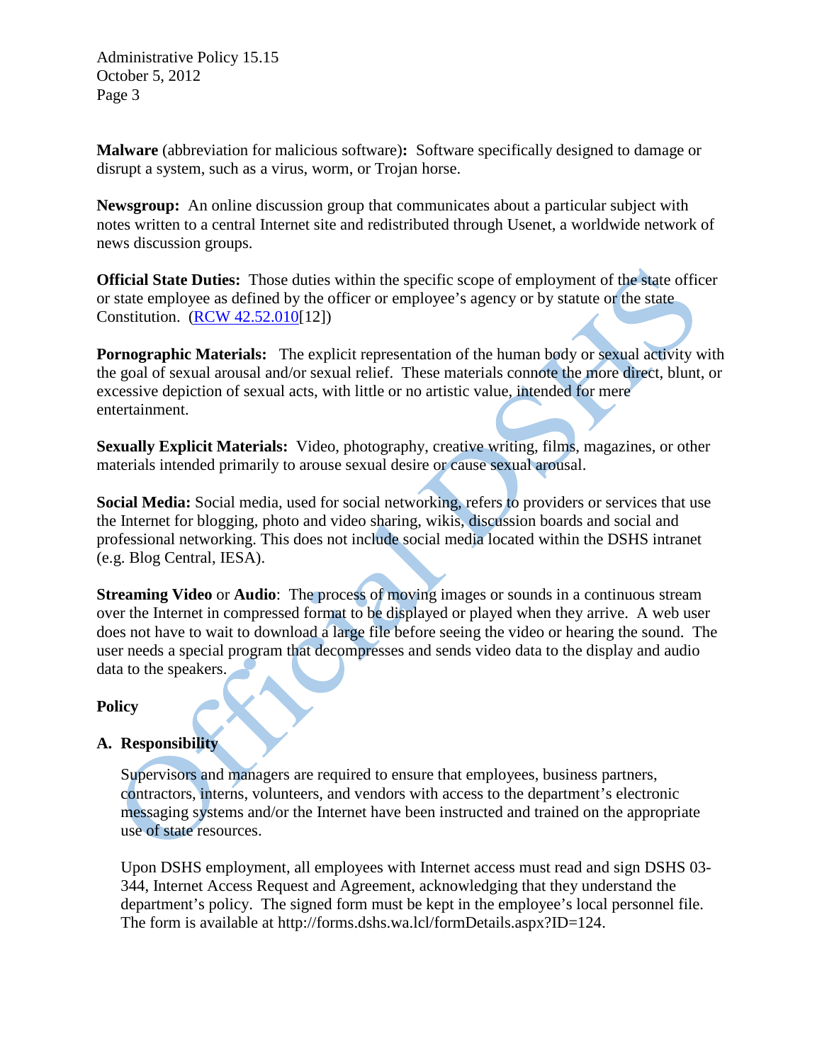**Malware** (abbreviation for malicious software)**:** Software specifically designed to damage or disrupt a system, such as a virus, worm, or Trojan horse.

**Newsgroup:** An online discussion group that communicates about a particular subject with notes written to a central Internet site and redistributed through Usenet, a worldwide network of news discussion groups.

**Official State Duties:** Those duties within the specific scope of employment of the state officer or state employee as defined by the officer or employee's agency or by statute or the state Constitution. (RCW 42.52.010[12])

**Pornographic Materials:** The explicit representation of the human body or sexual activity with the goal of sexual arousal and/or sexual relief. These materials connote the more direct, blunt, or excessive depiction of sexual acts, with little or no artistic value, intended for mere entertainment.

**Sexually Explicit Materials:** Video, photography, creative writing, films, magazines, or other materials intended primarily to arouse sexual desire or cause sexual arousal.

**Social Media:** Social media, used for social networking, refers to providers or services that use the Internet for blogging, photo and video sharing, wikis, discussion boards and social and professional networking. This does not include social media located within the DSHS intranet (e.g. Blog Central, IESA).

**Streaming Video** or **Audio**: The process of moving images or sounds in a continuous stream over the Internet in compressed format to be displayed or played when they arrive. A web user does not have to wait to download a large file before seeing the video or hearing the sound. The user needs a special program that decompresses and sends video data to the display and audio data to the speakers.

## Policy

### A. Responsibility

Supervisors and managers are required to ensure that employees, business partners, contractors, interns, volunteers, and vendors with access to the department's electronic messaging systems and/or the Internet have been instructed and trained on the appropriate use of state resources.

Upon DSHS employment, all employees with Internet access must read and sign DSHS 03-344, Internet Access Request and Agreement, acknowledging that they understand the department's policy. The signed form must be kept in the employee's local personnel file. The form is available at http://forms.dshs.wa.lcl/formDetails.aspx?ID=124.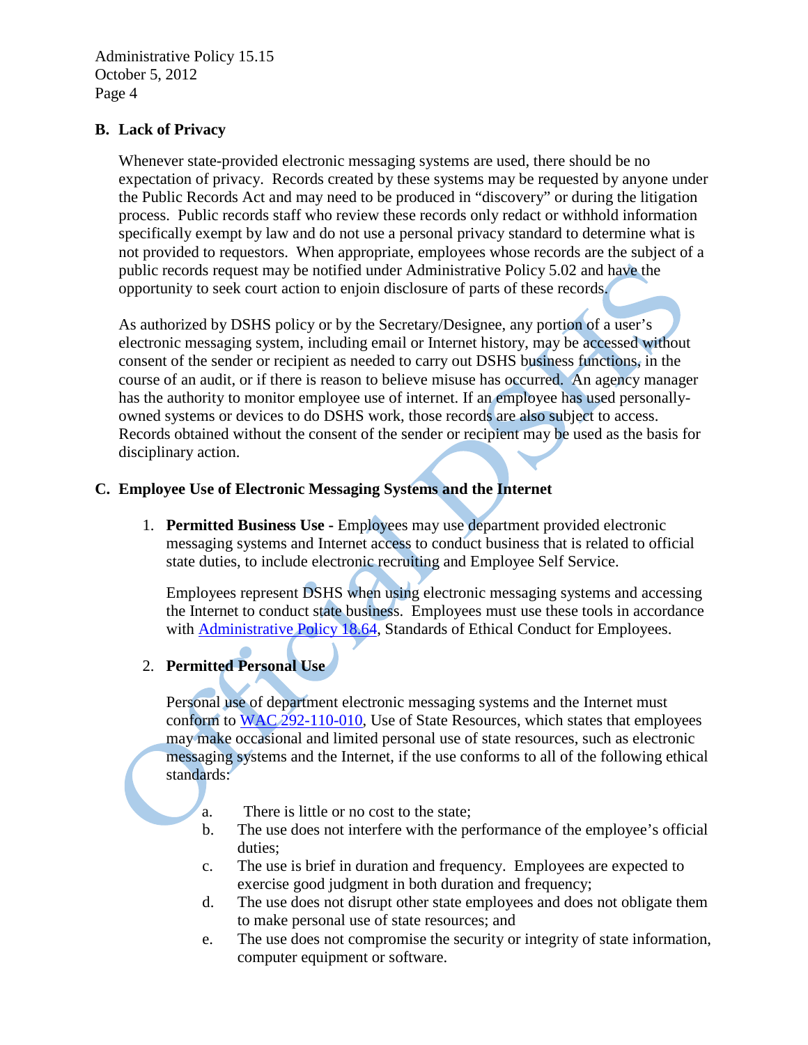## B. Lack of Privacy

Whenever state-provided electronic messaging systems are used, there should be no expectation of privacy. Records created by these systems may be requested by anyone under the Public Records Act and may need to be produced in "discovery" or during the litigation process. Public records staff who review these records only redact or withhold information specifically exempt by law and do not use a personal privacy standard to determine what is not provided to requestors. When appropriate, employees whose records are the subject of a public records request may be notified under Administrative Policy 5.02 and have the opportunity to seek court action to enjoin disclosure of parts of these records.

As authorized by DSHS policy or by the Secretary/Designee, any portion of a user's electronic messaging system, including email or Internet history, may be accessed without consent of the sender or recipient as needed to carry out DSHS business functions, in the course of an audit, or if there is reason to believe misuse has occurred. An agency manager has the authority to monitor employee use of internet. If an employee has used personally-owned systems or devices to do DSHS work, those records are also subject to access. Records obtained without the consent of the sender or recipient may be used as the basis for disciplinary action.

## C. Employee Use of Electronic Messaging Systems and the Internet

1. **Permitted Business Use -** Employees may use department provided electronic messaging systems and Internet access to conduct business that is related to official state duties, to include electronic recruiting and Employee Self Service.

   Employees represent DSHS when using electronic messaging systems and accessing the Internet to conduct state business. Employees must use these tools in accordance with Administrative Policy 18.64, Standards of Ethical Conduct for Employees.

2. **Permitted Personal Use**

   Personal use of department electronic messaging systems and the Internet must conform to WAC 292-110-010, Use of State Resources, which states that employees may make occasional and limited personal use of state resources, such as electronic messaging systems and the Internet, if the use conforms to all of the following ethical standards:

   a. There is little or no cost to the state;
   b. The use does not interfere with the performance of the employee's official duties;
   c. The use is brief in duration and frequency. Employees are expected to exercise good judgment in both duration and frequency;
   d. The use does not disrupt other state employees and does not obligate them to make personal use of state resources; and
   e. The use does not compromise the security or integrity of state information, computer equipment or software.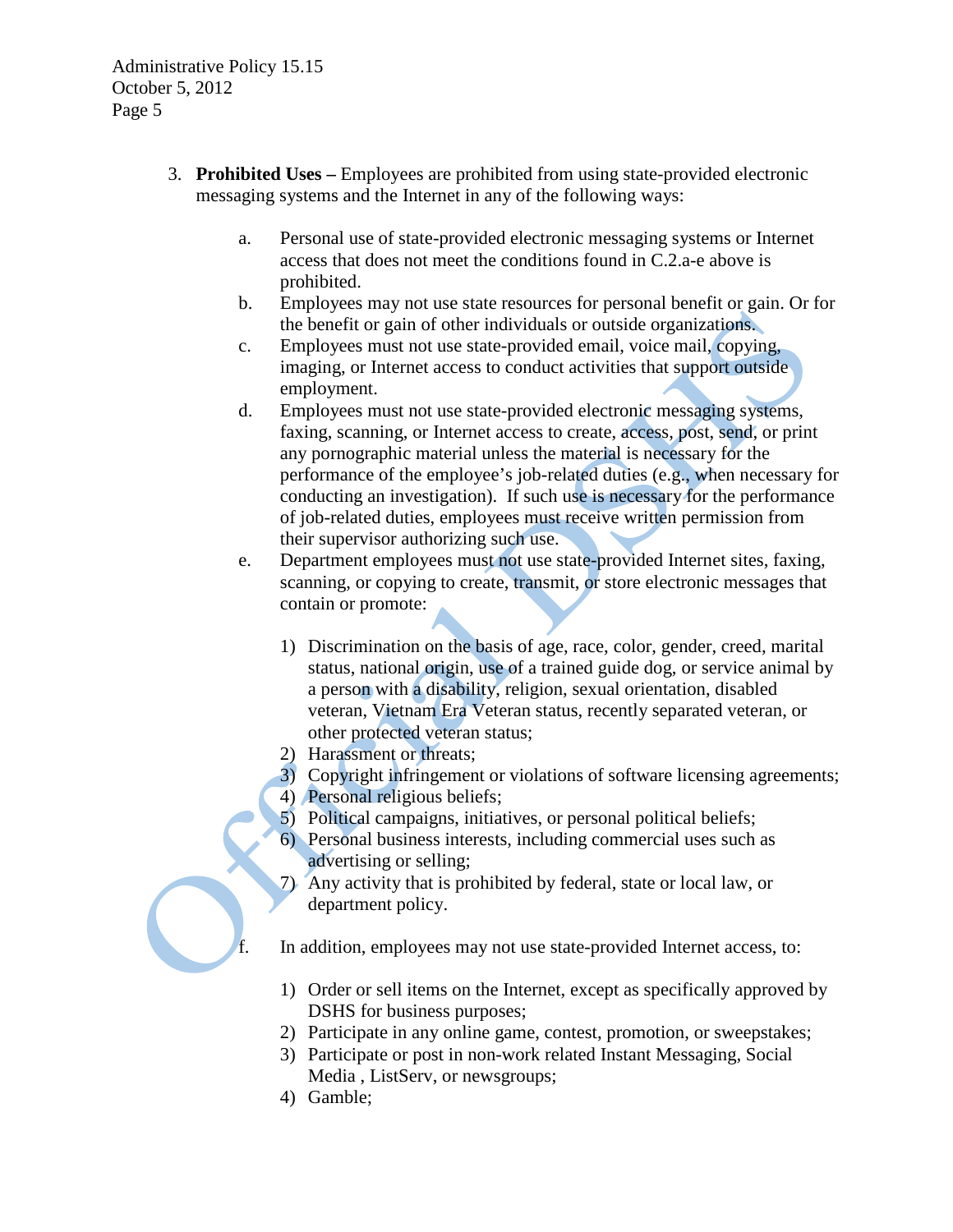3. **Prohibited Uses –** Employees are prohibited from using state-provided electronic messaging systems and the Internet in any of the following ways:

    a. Personal use of state-provided electronic messaging systems or Internet access that does not meet the conditions found in C.2.a-e above is prohibited.
    b. Employees may not use state resources for personal benefit or gain. Or for the benefit or gain of other individuals or outside organizations.
    c. Employees must not use state-provided email, voice mail, copying, imaging, or Internet access to conduct activities that support outside employment.
    d. Employees must not use state-provided electronic messaging systems, faxing, scanning, or Internet access to create, access, post, send, or print any pornographic material unless the material is necessary for the performance of the employee's job-related duties (e.g., when necessary for conducting an investigation). If such use is necessary for the performance of job-related duties, employees must receive written permission from their supervisor authorizing such use.
    e. Department employees must not use state-provided Internet sites, faxing, scanning, or copying to create, transmit, or store electronic messages that contain or promote:

        1) Discrimination on the basis of age, race, color, gender, creed, marital status, national origin, use of a trained guide dog, or service animal by a person with a disability, religion, sexual orientation, disabled veteran, Vietnam Era Veteran status, recently separated veteran, or other protected veteran status;
        2) Harassment or threats;
        3) Copyright infringement or violations of software licensing agreements;
        4) Personal religious beliefs;
        5) Political campaigns, initiatives, or personal political beliefs;
        6) Personal business interests, including commercial uses such as advertising or selling;
        7) Any activity that is prohibited by federal, state or local law, or department policy.

    f. In addition, employees may not use state-provided Internet access, to:

        1) Order or sell items on the Internet, except as specifically approved by DSHS for business purposes;
        2) Participate in any online game, contest, promotion, or sweepstakes;
        3) Participate or post in non-work related Instant Messaging, Social Media , ListServ, or newsgroups;
        4) Gamble;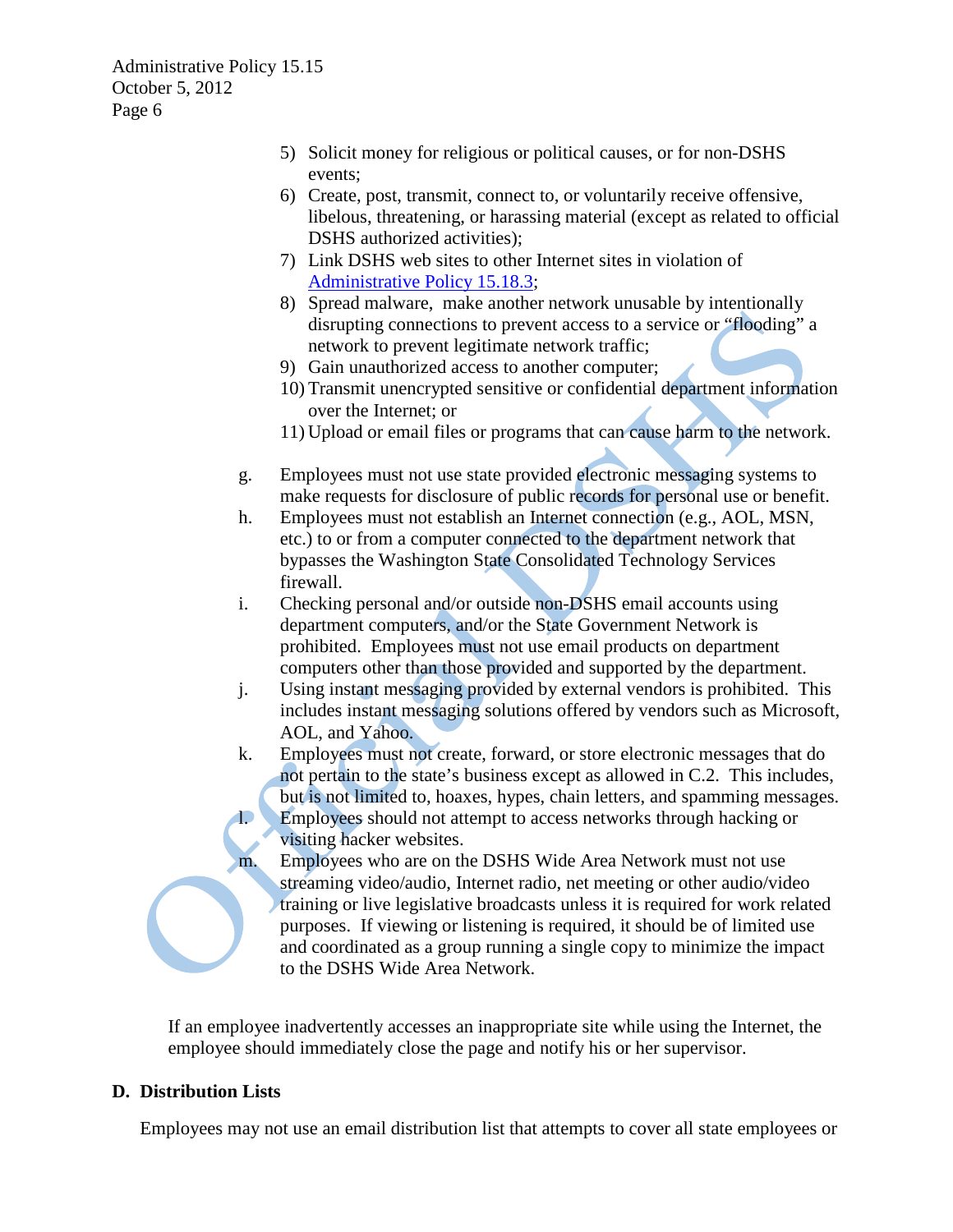5) Solicit money for religious or political causes, or for non-DSHS events;
6) Create, post, transmit, connect to, or voluntarily receive offensive, libelous, threatening, or harassing material (except as related to official DSHS authorized activities);
7) Link DSHS web sites to other Internet sites in violation of [Administrative Policy 15.18.3](#);
8) Spread malware, make another network unusable by intentionally disrupting connections to prevent access to a service or "flooding" a network to prevent legitimate network traffic;
9) Gain unauthorized access to another computer;
10) Transmit unencrypted sensitive or confidential department information over the Internet; or
11) Upload or email files or programs that can cause harm to the network.

g. Employees must not use state provided electronic messaging systems to make requests for disclosure of public records for personal use or benefit.

h. Employees must not establish an Internet connection (e.g., AOL, MSN, etc.) to or from a computer connected to the department network that bypasses the Washington State Consolidated Technology Services firewall.

i. Checking personal and/or outside non-DSHS email accounts using department computers, and/or the State Government Network is prohibited. Employees must not use email products on department computers other than those provided and supported by the department.

j. Using instant messaging provided by external vendors is prohibited. This includes instant messaging solutions offered by vendors such as Microsoft, AOL, and Yahoo.

k. Employees must not create, forward, or store electronic messages that do not pertain to the state's business except as allowed in C.2. This includes, but is not limited to, hoaxes, hypes, chain letters, and spamming messages.

l. Employees should not attempt to access networks through hacking or visiting hacker websites.

m. Employees who are on the DSHS Wide Area Network must not use streaming video/audio, Internet radio, net meeting or other audio/video training or live legislative broadcasts unless it is required for work related purposes. If viewing or listening is required, it should be of limited use and coordinated as a group running a single copy to minimize the impact to the DSHS Wide Area Network.

If an employee inadvertently accesses an inappropriate site while using the Internet, the employee should immediately close the page and notify his or her supervisor.

## D. Distribution Lists

Employees may not use an email distribution list that attempts to cover all state employees or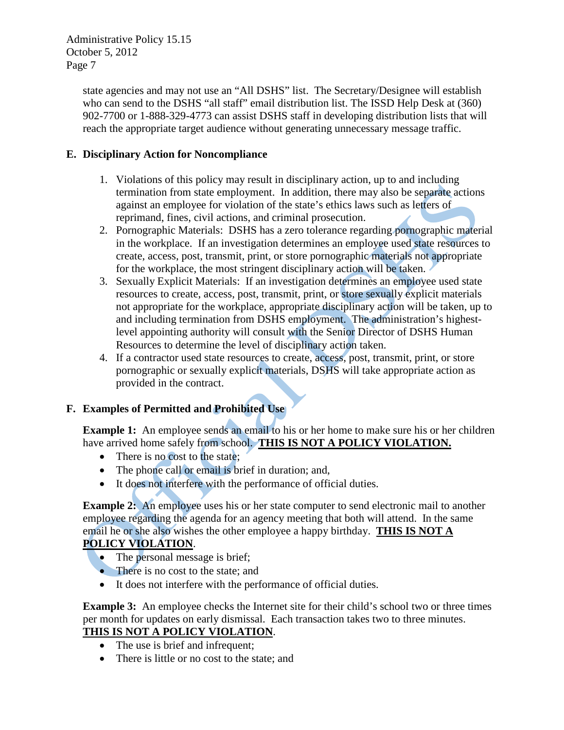state agencies and may not use an "All DSHS" list. The Secretary/Designee will establish who can send to the DSHS "all staff" email distribution list. The ISSD Help Desk at (360) 902-7700 or 1-888-329-4773 can assist DSHS staff in developing distribution lists that will reach the appropriate target audience without generating unnecessary message traffic.

## E. Disciplinary Action for Noncompliance

1. Violations of this policy may result in disciplinary action, up to and including termination from state employment. In addition, there may also be separate actions against an employee for violation of the state's ethics laws such as letters of reprimand, fines, civil actions, and criminal prosecution.
2. Pornographic Materials: DSHS has a zero tolerance regarding pornographic material in the workplace. If an investigation determines an employee used state resources to create, access, post, transmit, print, or store pornographic materials not appropriate for the workplace, the most stringent disciplinary action will be taken.
3. Sexually Explicit Materials: If an investigation determines an employee used state resources to create, access, post, transmit, print, or store sexually explicit materials not appropriate for the workplace, appropriate disciplinary action will be taken, up to and including termination from DSHS employment. The administration's highest-level appointing authority will consult with the Senior Director of DSHS Human Resources to determine the level of disciplinary action taken.
4. If a contractor used state resources to create, access, post, transmit, print, or store pornographic or sexually explicit materials, DSHS will take appropriate action as provided in the contract.

## F. Examples of Permitted and Prohibited Use

**Example 1:** An employee sends an email to his or her home to make sure his or her children have arrived home safely from school. **THIS IS NOT A POLICY VIOLATION.**

- There is no cost to the state;
- The phone call or email is brief in duration; and,
- It does not interfere with the performance of official duties.

**Example 2:** An employee uses his or her state computer to send electronic mail to another employee regarding the agenda for an agency meeting that both will attend. In the same email he or she also wishes the other employee a happy birthday. **THIS IS NOT A POLICY VIOLATION**.

- The personal message is brief;
- There is no cost to the state; and
- It does not interfere with the performance of official duties.

**Example 3:** An employee checks the Internet site for their child's school two or three times per month for updates on early dismissal. Each transaction takes two to three minutes. **THIS IS NOT A POLICY VIOLATION**.

- The use is brief and infrequent;
- There is little or no cost to the state; and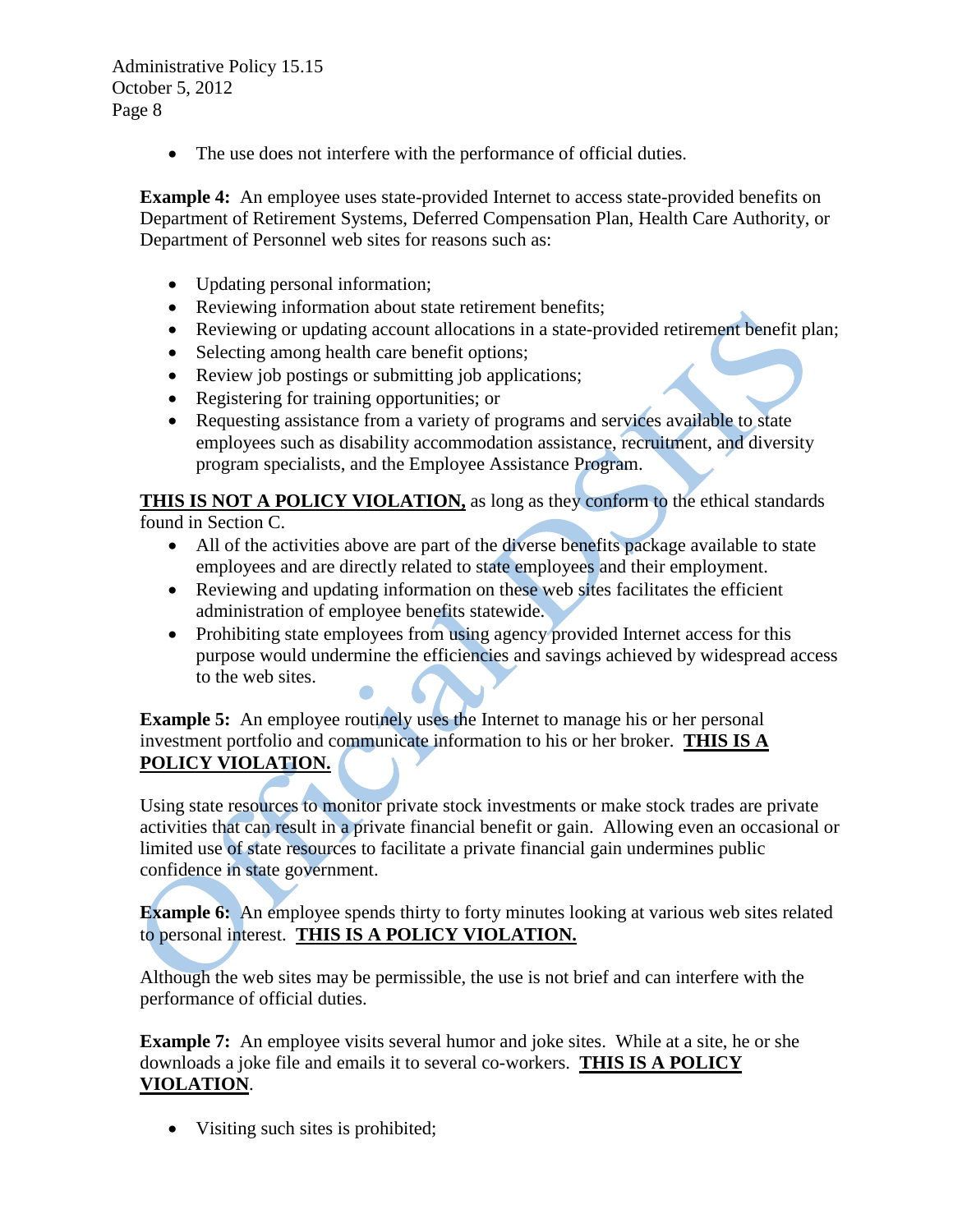- The use does not interfere with the performance of official duties.

**Example 4:** An employee uses state-provided Internet to access state-provided benefits on Department of Retirement Systems, Deferred Compensation Plan, Health Care Authority, or Department of Personnel web sites for reasons such as:

- Updating personal information;
- Reviewing information about state retirement benefits;
- Reviewing or updating account allocations in a state-provided retirement benefit plan;
- Selecting among health care benefit options;
- Review job postings or submitting job applications;
- Registering for training opportunities; or
- Requesting assistance from a variety of programs and services available to state employees such as disability accommodation assistance, recruitment, and diversity program specialists, and the Employee Assistance Program.

**<u>THIS IS NOT A POLICY VIOLATION,</u>** as long as they conform to the ethical standards found in Section C.

- All of the activities above are part of the diverse benefits package available to state employees and are directly related to state employees and their employment.
- Reviewing and updating information on these web sites facilitates the efficient administration of employee benefits statewide.
- Prohibiting state employees from using agency provided Internet access for this purpose would undermine the efficiencies and savings achieved by widespread access to the web sites.

**Example 5:** An employee routinely uses the Internet to manage his or her personal investment portfolio and communicate information to his or her broker. **<u>THIS IS A POLICY VIOLATION.</u>**

Using state resources to monitor private stock investments or make stock trades are private activities that can result in a private financial benefit or gain. Allowing even an occasional or limited use of state resources to facilitate a private financial gain undermines public confidence in state government.

**Example 6:** An employee spends thirty to forty minutes looking at various web sites related to personal interest. **<u>THIS IS A POLICY VIOLATION.</u>**

Although the web sites may be permissible, the use is not brief and can interfere with the performance of official duties.

**Example 7:** An employee visits several humor and joke sites. While at a site, he or she downloads a joke file and emails it to several co-workers. **<u>THIS IS A POLICY VIOLATION</u>**.

- Visiting such sites is prohibited;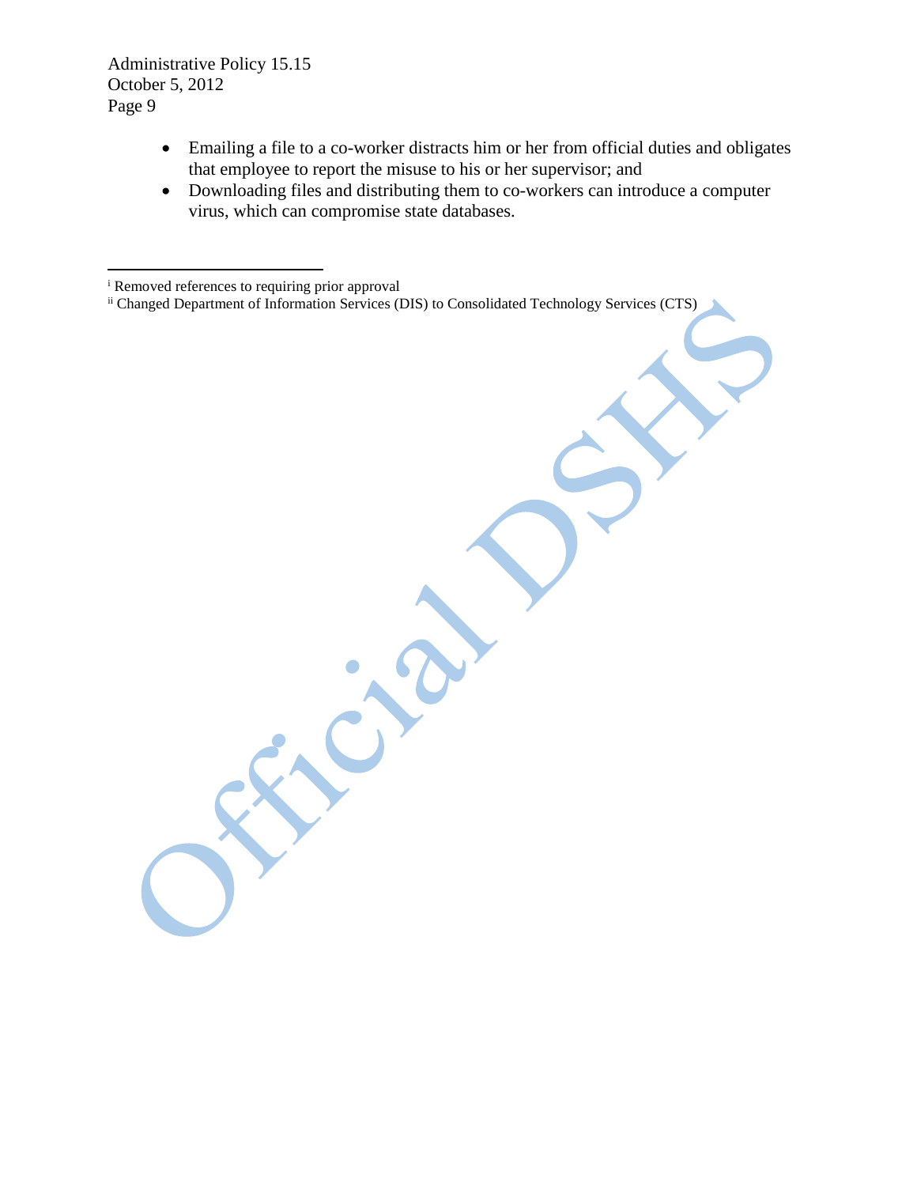- Emailing a file to a co-worker distracts him or her from official duties and obligates that employee to report the misuse to his or her supervisor; and
- Downloading files and distributing them to co-workers can introduce a computer virus, which can compromise state databases.

---

[i] Removed references to requiring prior approval

[ii] Changed Department of Information Services (DIS) to Consolidated Technology Services (CTS)